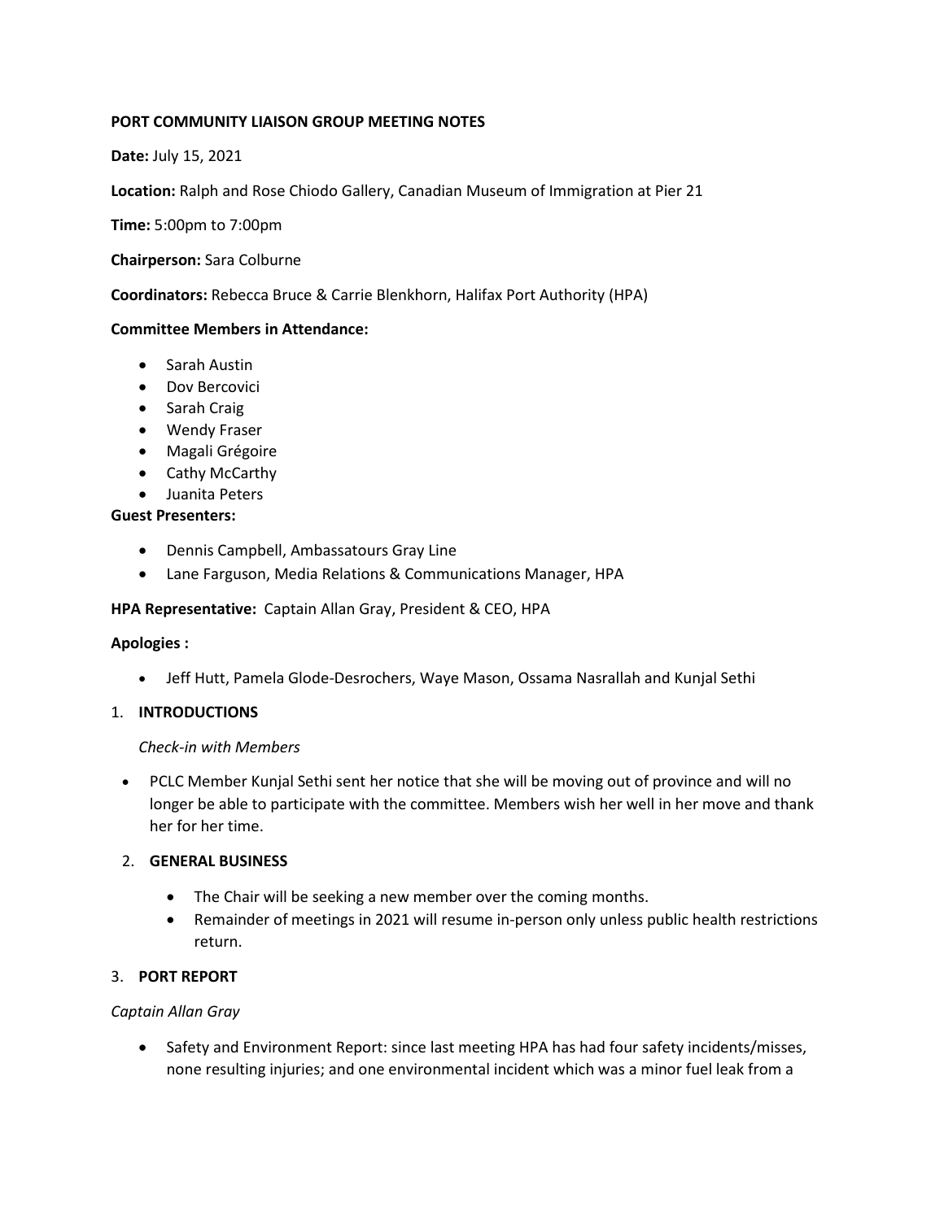**PORT COMMUNITY LIAISON GROUP MEETING NOTES**

**Date:** July 15, 2021

**Location:** Ralph and Rose Chiodo Gallery, Canadian Museum of Immigration at Pier 21

**Time:** 5:00pm to 7:00pm

**Chairperson:** Sara Colburne

**Coordinators:** Rebecca Bruce & Carrie Blenkhorn, Halifax Port Authority (HPA)

**Committee Members in Attendance:**

- Sarah Austin
- Dov Bercovici
- Sarah Craig
- Wendy Fraser
- Magali Grégoire
- Cathy McCarthy
- Juanita Peters

**Guest Presenters:**

- Dennis Campbell, Ambassatours Gray Line
- Lane Farguson, Media Relations & Communications Manager, HPA

**HPA Representative:** Captain Allan Gray, President & CEO, HPA

**Apologies :**

- Jeff Hutt, Pamela Glode-Desrochers, Waye Mason, Ossama Nasrallah and Kunjal Sethi

1. **INTRODUCTIONS**

   *Check-in with Members*

- PCLC Member Kunjal Sethi sent her notice that she will be moving out of province and will no longer be able to participate with the committee. Members wish her well in her move and thank her for her time.

2. **GENERAL BUSINESS**

   - The Chair will be seeking a new member over the coming months.
   - Remainder of meetings in 2021 will resume in-person only unless public health restrictions return.

3. **PORT REPORT**

*Captain Allan Gray*

- Safety and Environment Report: since last meeting HPA has had four safety incidents/misses, none resulting injuries; and one environmental incident which was a minor fuel leak from a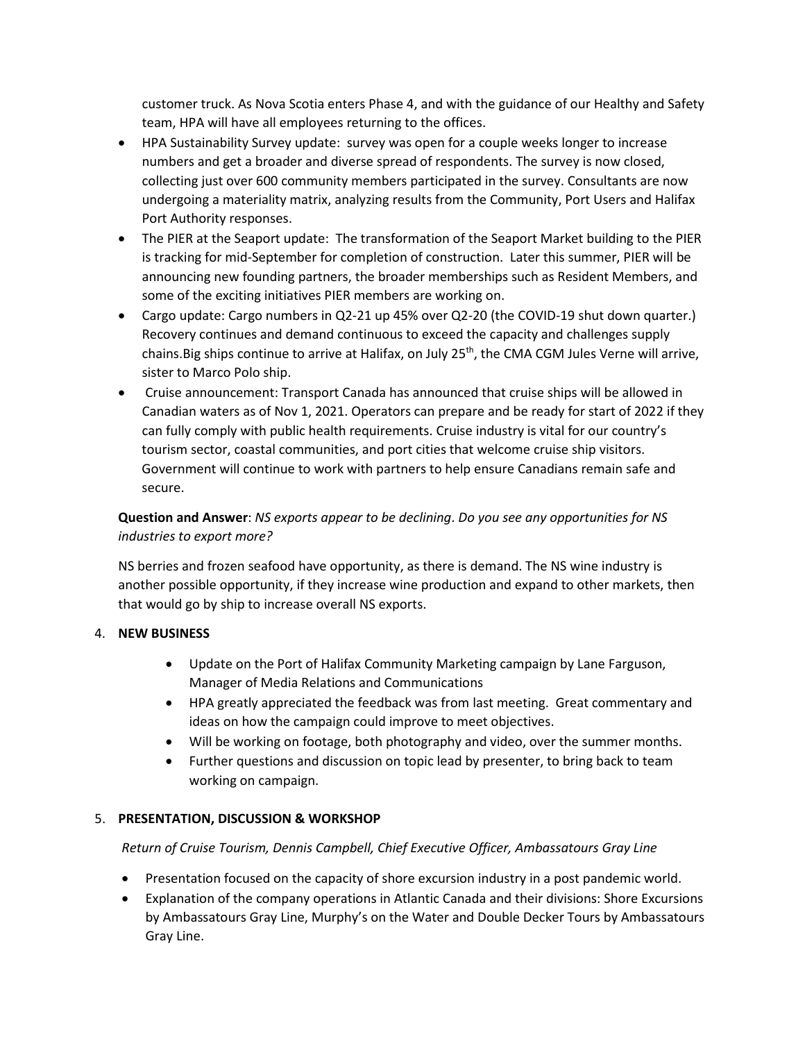customer truck. As Nova Scotia enters Phase 4, and with the guidance of our Healthy and Safety team, HPA will have all employees returning to the offices.

- HPA Sustainability Survey update: survey was open for a couple weeks longer to increase numbers and get a broader and diverse spread of respondents. The survey is now closed, collecting just over 600 community members participated in the survey. Consultants are now undergoing a materiality matrix, analyzing results from the Community, Port Users and Halifax Port Authority responses.
- The PIER at the Seaport update: The transformation of the Seaport Market building to the PIER is tracking for mid-September for completion of construction. Later this summer, PIER will be announcing new founding partners, the broader memberships such as Resident Members, and some of the exciting initiatives PIER members are working on.
- Cargo update: Cargo numbers in Q2-21 up 45% over Q2-20 (the COVID-19 shut down quarter.) Recovery continues and demand continuous to exceed the capacity and challenges supply chains.Big ships continue to arrive at Halifax, on July 25th, the CMA CGM Jules Verne will arrive, sister to Marco Polo ship.
- Cruise announcement: Transport Canada has announced that cruise ships will be allowed in Canadian waters as of Nov 1, 2021. Operators can prepare and be ready for start of 2022 if they can fully comply with public health requirements. Cruise industry is vital for our country's tourism sector, coastal communities, and port cities that welcome cruise ship visitors. Government will continue to work with partners to help ensure Canadians remain safe and secure.

**Question and Answer**: *NS exports appear to be declining. Do you see any opportunities for NS industries to export more?*

NS berries and frozen seafood have opportunity, as there is demand. The NS wine industry is another possible opportunity, if they increase wine production and expand to other markets, then that would go by ship to increase overall NS exports.

4. **NEW BUSINESS**
   - Update on the Port of Halifax Community Marketing campaign by Lane Farguson, Manager of Media Relations and Communications
   - HPA greatly appreciated the feedback was from last meeting. Great commentary and ideas on how the campaign could improve to meet objectives.
   - Will be working on footage, both photography and video, over the summer months.
   - Further questions and discussion on topic lead by presenter, to bring back to team working on campaign.

5. **PRESENTATION, DISCUSSION & WORKSHOP**

*Return of Cruise Tourism, Dennis Campbell, Chief Executive Officer, Ambassatours Gray Line*

- Presentation focused on the capacity of shore excursion industry in a post pandemic world.
- Explanation of the company operations in Atlantic Canada and their divisions: Shore Excursions by Ambassatours Gray Line, Murphy's on the Water and Double Decker Tours by Ambassatours Gray Line.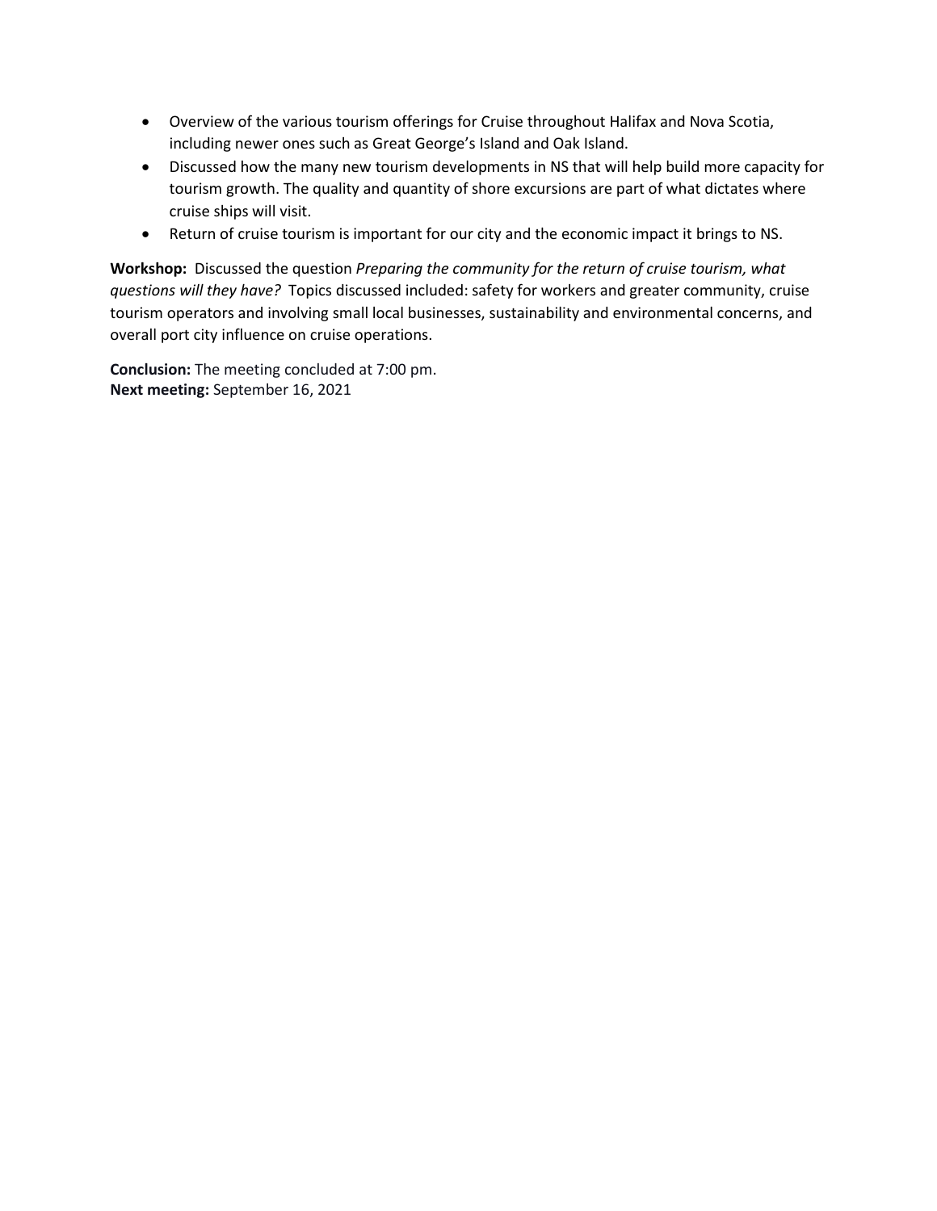- Overview of the various tourism offerings for Cruise throughout Halifax and Nova Scotia, including newer ones such as Great George's Island and Oak Island.
- Discussed how the many new tourism developments in NS that will help build more capacity for tourism growth. The quality and quantity of shore excursions are part of what dictates where cruise ships will visit.
- Return of cruise tourism is important for our city and the economic impact it brings to NS.

**Workshop:** Discussed the question *Preparing the community for the return of cruise tourism, what questions will they have?* Topics discussed included: safety for workers and greater community, cruise tourism operators and involving small local businesses, sustainability and environmental concerns, and overall port city influence on cruise operations.

**Conclusion:** The meeting concluded at 7:00 pm.
**Next meeting:** September 16, 2021